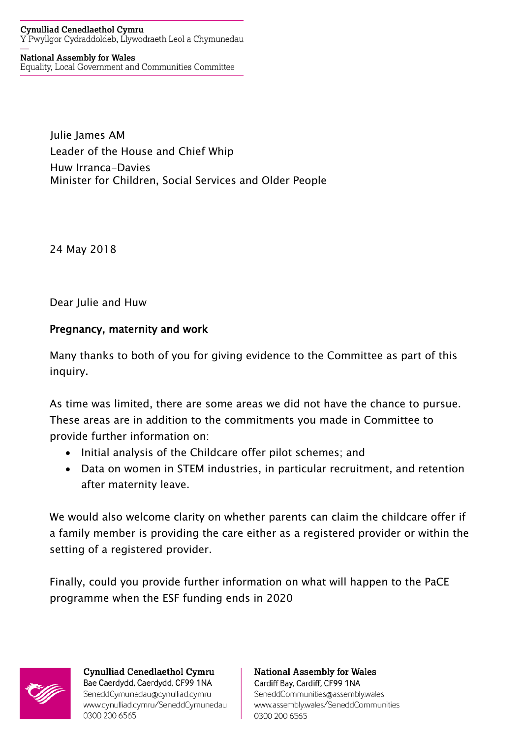Cynulliad Cenedlaethol Cymru
Y Pwyllgor Cydraddoldeb, Llywodraeth Leol a Chymunedau

National Assembly for Wales
Equality, Local Government and Communities Committee

Julie James AM
Leader of the House and Chief Whip
Huw Irranca-Davies
Minister for Children, Social Services and Older People

24 May 2018

Dear Julie and Huw

**Pregnancy, maternity and work**

Many thanks to both of you for giving evidence to the Committee as part of this inquiry.

As time was limited, there are some areas we did not have the chance to pursue. These areas are in addition to the commitments you made in Committee to provide further information on:

- Initial analysis of the Childcare offer pilot schemes; and
- Data on women in STEM industries, in particular recruitment, and retention after maternity leave.

We would also welcome clarity on whether parents can claim the childcare offer if a family member is providing the care either as a registered provider or within the setting of a registered provider.

Finally, could you provide further information on what will happen to the PaCE programme when the ESF funding ends in 2020

Cynulliad Cenedlaethol Cymru
Bae Caerdydd, Caerdydd, CF99 1NA
SeneddCymunedau@cynulliad.cymru
www.cynulliad.cymru/SeneddCymunedau
0300 200 6565

National Assembly for Wales
Cardiff Bay, Cardiff, CF99 1NA
SeneddCommunities@assembly.wales
www.assembly.wales/SeneddCommunities
0300 200 6565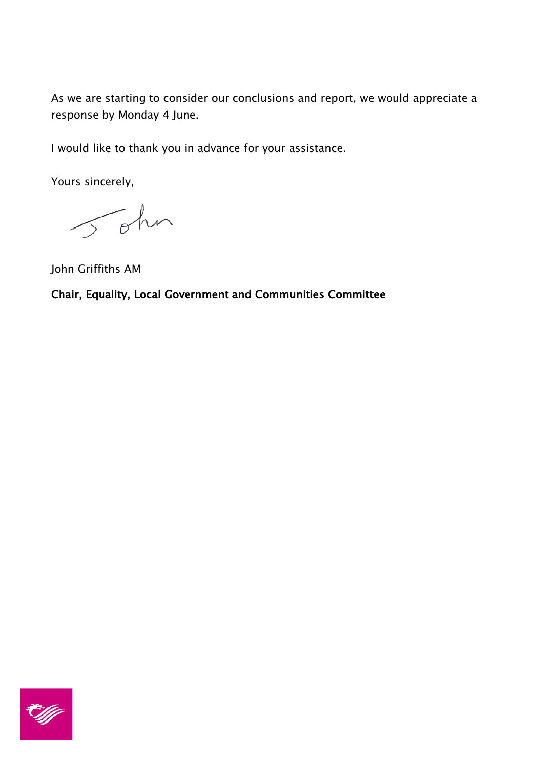As we are starting to consider our conclusions and report, we would appreciate a response by Monday 4 June.

I would like to thank you in advance for your assistance.

Yours sincerely,

John Griffiths AM

**Chair, Equality, Local Government and Communities Committee**